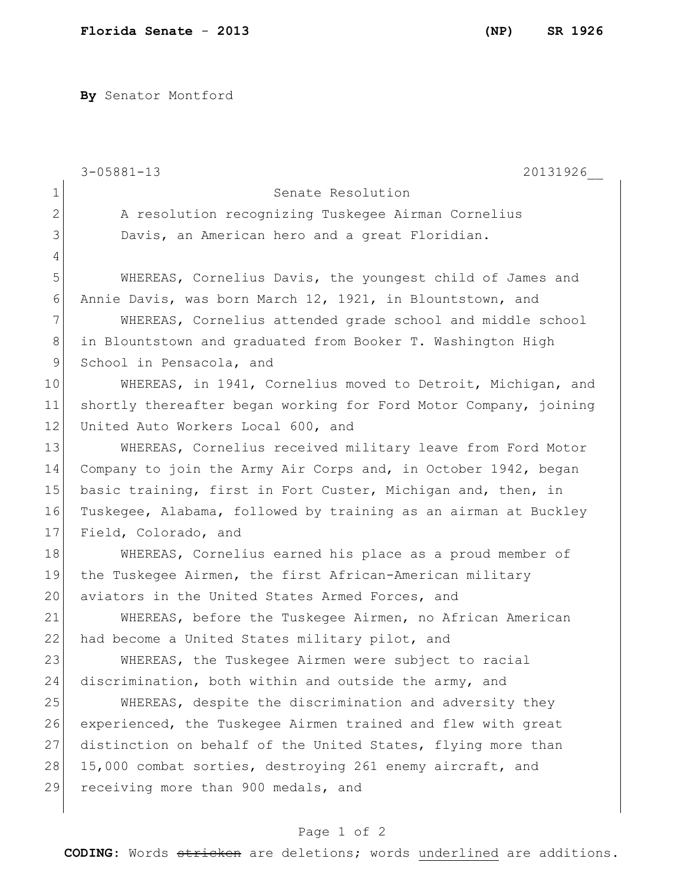By Senator Montford

3-05881-13 20131926__

Senate Resolution

A resolution recognizing Tuskegee Airman Cornelius Davis, an American hero and a great Floridian.

WHEREAS, Cornelius Davis, the youngest child of James and Annie Davis, was born March 12, 1921, in Blountstown, and

WHEREAS, Cornelius attended grade school and middle school in Blountstown and graduated from Booker T. Washington High School in Pensacola, and

WHEREAS, in 1941, Cornelius moved to Detroit, Michigan, and shortly thereafter began working for Ford Motor Company, joining United Auto Workers Local 600, and

WHEREAS, Cornelius received military leave from Ford Motor Company to join the Army Air Corps and, in October 1942, began basic training, first in Fort Custer, Michigan and, then, in Tuskegee, Alabama, followed by training as an airman at Buckley Field, Colorado, and

WHEREAS, Cornelius earned his place as a proud member of the Tuskegee Airmen, the first African-American military aviators in the United States Armed Forces, and

WHEREAS, before the Tuskegee Airmen, no African American had become a United States military pilot, and

WHEREAS, the Tuskegee Airmen were subject to racial discrimination, both within and outside the army, and

WHEREAS, despite the discrimination and adversity they experienced, the Tuskegee Airmen trained and flew with great distinction on behalf of the United States, flying more than 15,000 combat sorties, destroying 261 enemy aircraft, and receiving more than 900 medals, and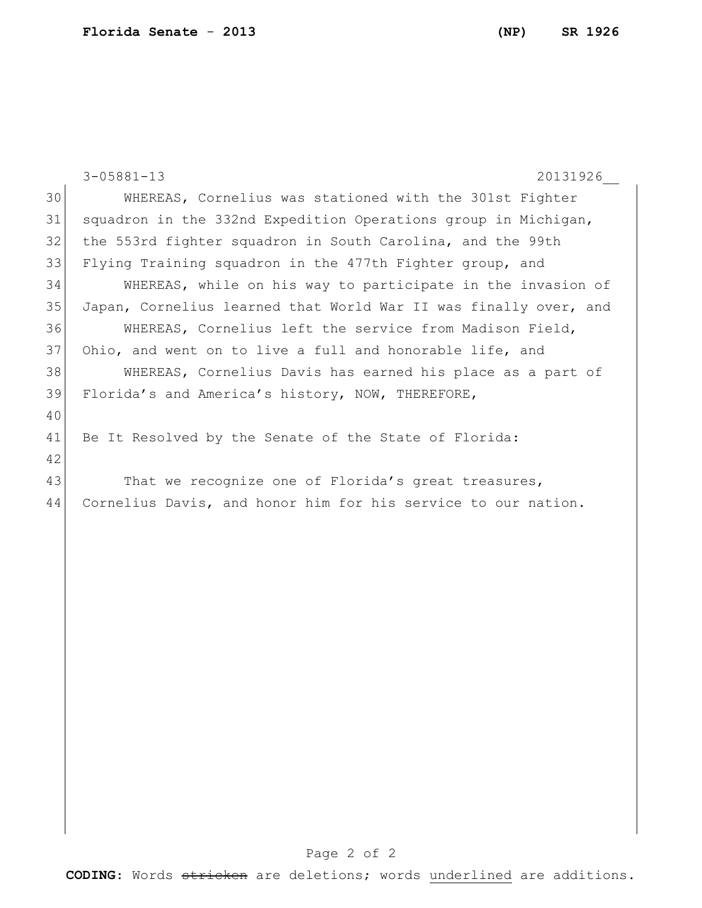WHEREAS, Cornelius was stationed with the 301st Fighter squadron in the 332nd Expedition Operations group in Michigan, the 553rd fighter squadron in South Carolina, and the 99th Flying Training squadron in the 477th Fighter group, and

WHEREAS, while on his way to participate in the invasion of Japan, Cornelius learned that World War II was finally over, and

WHEREAS, Cornelius left the service from Madison Field, Ohio, and went on to live a full and honorable life, and

WHEREAS, Cornelius Davis has earned his place as a part of Florida's and America's history, NOW, THEREFORE,

Be It Resolved by the Senate of the State of Florida:

That we recognize one of Florida's great treasures, Cornelius Davis, and honor him for his service to our nation.